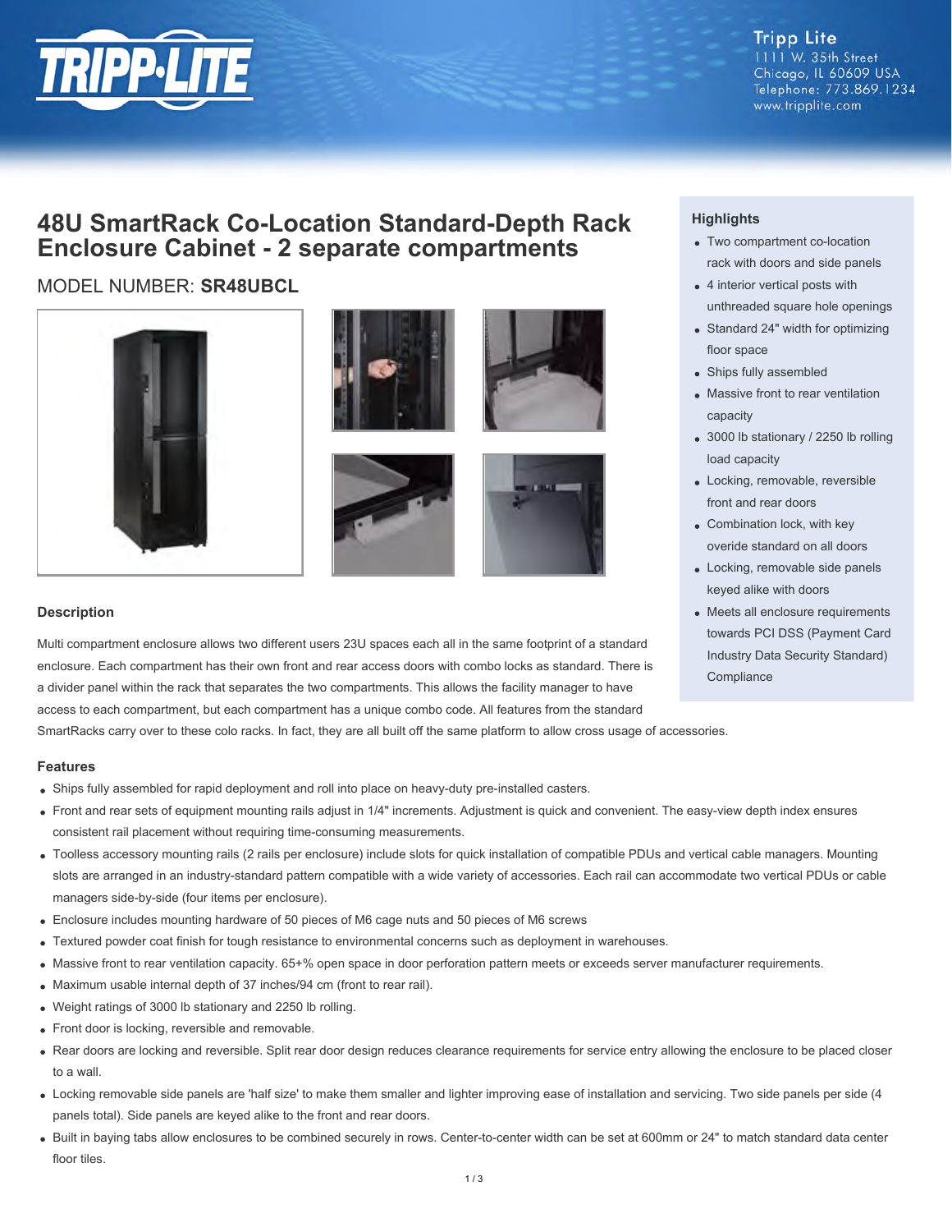Tripp Lite
1111 W. 35th Street
Chicago, IL 60609 USA
Telephone: 773.869.1234
www.tripplite.com

# 48U SmartRack Co-Location Standard-Depth Rack Enclosure Cabinet - 2 separate compartments

MODEL NUMBER: **SR48UBCL**

## Highlights

- Two compartment co-location rack with doors and side panels
- 4 interior vertical posts with unthreaded square hole openings
- Standard 24" width for optimizing floor space
- Ships fully assembled
- Massive front to rear ventilation capacity
- 3000 lb stationary / 2250 lb rolling load capacity
- Locking, removable, reversible front and rear doors
- Combination lock, with key overide standard on all doors
- Locking, removable side panels keyed alike with doors
- Meets all enclosure requirements towards PCI DSS (Payment Card Industry Data Security Standard) Compliance

## Description

Multi compartment enclosure allows two different users 23U spaces each all in the same footprint of a standard enclosure. Each compartment has their own front and rear access doors with combo locks as standard. There is a divider panel within the rack that separates the two compartments. This allows the facility manager to have access to each compartment, but each compartment has a unique combo code. All features from the standard SmartRacks carry over to these colo racks. In fact, they are all built off the same platform to allow cross usage of accessories.

## Features

- Ships fully assembled for rapid deployment and roll into place on heavy-duty pre-installed casters.
- Front and rear sets of equipment mounting rails adjust in 1/4" increments. Adjustment is quick and convenient. The easy-view depth index ensures consistent rail placement without requiring time-consuming measurements.
- Toolless accessory mounting rails (2 rails per enclosure) include slots for quick installation of compatible PDUs and vertical cable managers. Mounting slots are arranged in an industry-standard pattern compatible with a wide variety of accessories. Each rail can accommodate two vertical PDUs or cable managers side-by-side (four items per enclosure).
- Enclosure includes mounting hardware of 50 pieces of M6 cage nuts and 50 pieces of M6 screws
- Textured powder coat finish for tough resistance to environmental concerns such as deployment in warehouses.
- Massive front to rear ventilation capacity. 65+% open space in door perforation pattern meets or exceeds server manufacturer requirements.
- Maximum usable internal depth of 37 inches/94 cm (front to rear rail).
- Weight ratings of 3000 lb stationary and 2250 lb rolling.
- Front door is locking, reversible and removable.
- Rear doors are locking and reversible. Split rear door design reduces clearance requirements for service entry allowing the enclosure to be placed closer to a wall.
- Locking removable side panels are 'half size' to make them smaller and lighter improving ease of installation and servicing. Two side panels per side (4 panels total). Side panels are keyed alike to the front and rear doors.
- Built in baying tabs allow enclosures to be combined securely in rows. Center-to-center width can be set at 600mm or 24" to match standard data center floor tiles.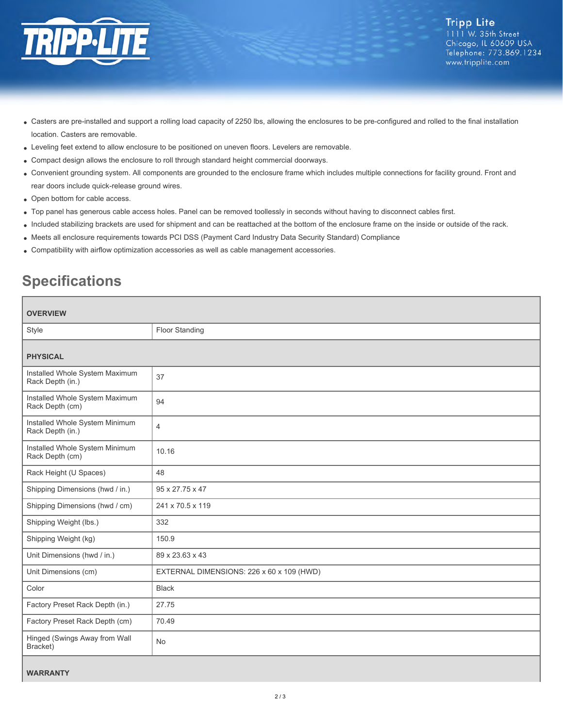- Casters are pre-installed and support a rolling load capacity of 2250 lbs, allowing the enclosures to be pre-configured and rolled to the final installation location. Casters are removable.
- Leveling feet extend to allow enclosure to be positioned on uneven floors. Levelers are removable.
- Compact design allows the enclosure to roll through standard height commercial doorways.
- Convenient grounding system. All components are grounded to the enclosure frame which includes multiple connections for facility ground. Front and rear doors include quick-release ground wires.
- Open bottom for cable access.
- Top panel has generous cable access holes. Panel can be removed toollessly in seconds without having to disconnect cables first.
- Included stabilizing brackets are used for shipment and can be reattached at the bottom of the enclosure frame on the inside or outside of the rack.
- Meets all enclosure requirements towards PCI DSS (Payment Card Industry Data Security Standard) Compliance
- Compatibility with airflow optimization accessories as well as cable management accessories.

## Specifications

| **OVERVIEW** | |
|---|---|
| Style | Floor Standing |
| **PHYSICAL** | |
| Installed Whole System Maximum Rack Depth (in.) | 37 |
| Installed Whole System Maximum Rack Depth (cm) | 94 |
| Installed Whole System Minimum Rack Depth (in.) | 4 |
| Installed Whole System Minimum Rack Depth (cm) | 10.16 |
| Rack Height (U Spaces) | 48 |
| Shipping Dimensions (hwd / in.) | 95 x 27.75 x 47 |
| Shipping Dimensions (hwd / cm) | 241 x 70.5 x 119 |
| Shipping Weight (lbs.) | 332 |
| Shipping Weight (kg) | 150.9 |
| Unit Dimensions (hwd / in.) | 89 x 23.63 x 43 |
| Unit Dimensions (cm) | EXTERNAL DIMENSIONS: 226 x 60 x 109 (HWD) |
| Color | Black |
| Factory Preset Rack Depth (in.) | 27.75 |
| Factory Preset Rack Depth (cm) | 70.49 |
| Hinged (Swings Away from Wall Bracket) | No |
| **WARRANTY** | |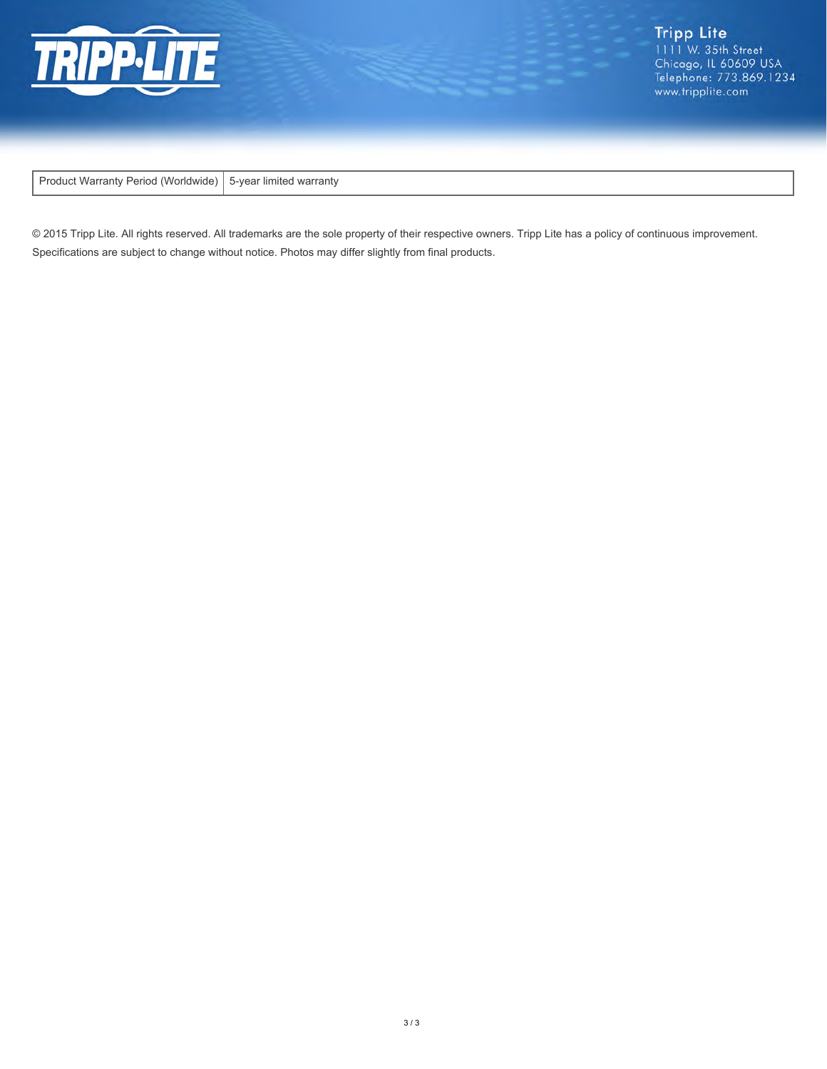| | |
|---|---|
| Product Warranty Period (Worldwide) | 5-year limited warranty |

© 2015 Tripp Lite. All rights reserved. All trademarks are the sole property of their respective owners. Tripp Lite has a policy of continuous improvement. Specifications are subject to change without notice. Photos may differ slightly from final products.